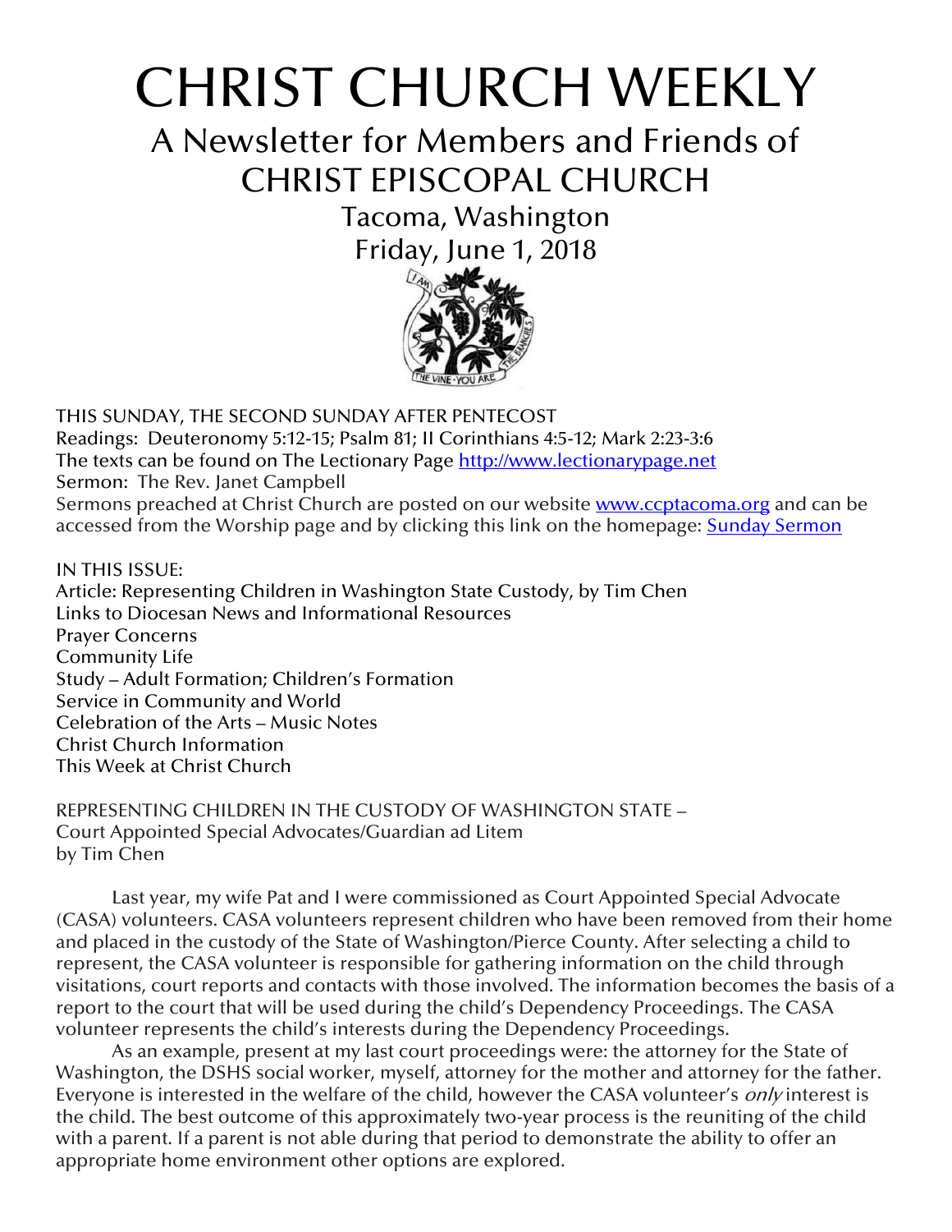# CHRIST CHURCH WEEKLY

## A Newsletter for Members and Friends of CHRIST EPISCOPAL CHURCH

Tacoma, Washington
Friday, June 1, 2018

THIS SUNDAY, THE SECOND SUNDAY AFTER PENTECOST
Readings: Deuteronomy 5:12-15; Psalm 81; II Corinthians 4:5-12; Mark 2:23-3:6
The texts can be found on The Lectionary Page [http://www.lectionarypage.net](http://www.lectionarypage.net)
Sermon: The Rev. Janet Campbell
Sermons preached at Christ Church are posted on our website [www.ccptacoma.org](http://www.ccptacoma.org) and can be accessed from the Worship page and by clicking this link on the homepage: Sunday Sermon

IN THIS ISSUE:
Article: Representing Children in Washington State Custody, by Tim Chen
Links to Diocesan News and Informational Resources
Prayer Concerns
Community Life
Study – Adult Formation; Children's Formation
Service in Community and World
Celebration of the Arts – Music Notes
Christ Church Information
This Week at Christ Church

REPRESENTING CHILDREN IN THE CUSTODY OF WASHINGTON STATE –
Court Appointed Special Advocates/Guardian ad Litem
by Tim Chen

Last year, my wife Pat and I were commissioned as Court Appointed Special Advocate (CASA) volunteers. CASA volunteers represent children who have been removed from their home and placed in the custody of the State of Washington/Pierce County. After selecting a child to represent, the CASA volunteer is responsible for gathering information on the child through visitations, court reports and contacts with those involved. The information becomes the basis of a report to the court that will be used during the child's Dependency Proceedings. The CASA volunteer represents the child's interests during the Dependency Proceedings.

As an example, present at my last court proceedings were: the attorney for the State of Washington, the DSHS social worker, myself, attorney for the mother and attorney for the father. Everyone is interested in the welfare of the child, however the CASA volunteer's *only* interest is the child. The best outcome of this approximately two-year process is the reuniting of the child with a parent. If a parent is not able during that period to demonstrate the ability to offer an appropriate home environment other options are explored.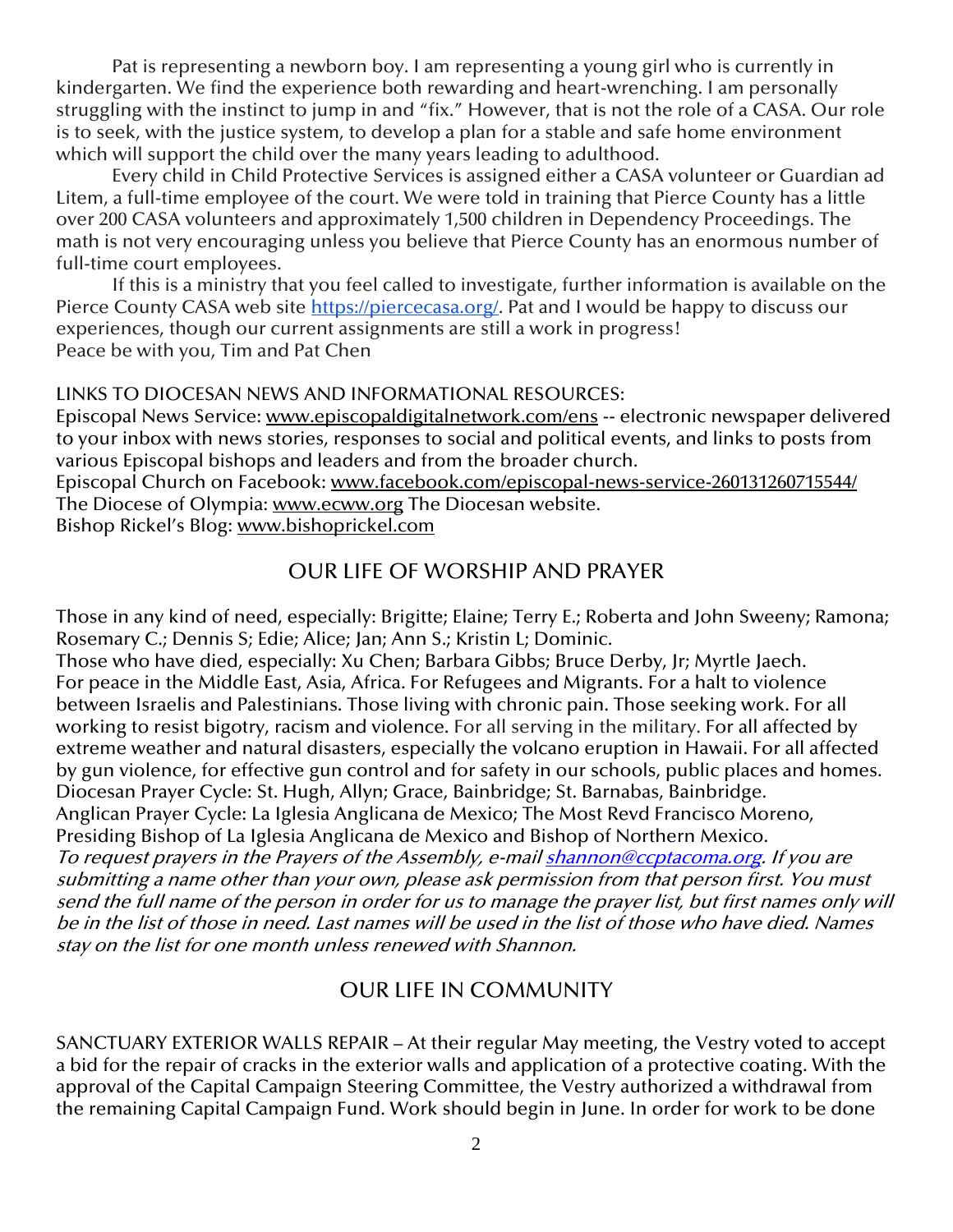Pat is representing a newborn boy. I am representing a young girl who is currently in kindergarten. We find the experience both rewarding and heart-wrenching. I am personally struggling with the instinct to jump in and "fix." However, that is not the role of a CASA. Our role is to seek, with the justice system, to develop a plan for a stable and safe home environment which will support the child over the many years leading to adulthood.

Every child in Child Protective Services is assigned either a CASA volunteer or Guardian ad Litem, a full-time employee of the court. We were told in training that Pierce County has a little over 200 CASA volunteers and approximately 1,500 children in Dependency Proceedings. The math is not very encouraging unless you believe that Pierce County has an enormous number of full-time court employees.

If this is a ministry that you feel called to investigate, further information is available on the Pierce County CASA web site https://piercecasa.org/. Pat and I would be happy to discuss our experiences, though our current assignments are still a work in progress!
Peace be with you, Tim and Pat Chen

LINKS TO DIOCESAN NEWS AND INFORMATIONAL RESOURCES:
Episcopal News Service: www.episcopaldigitalnetwork.com/ens -- electronic newspaper delivered to your inbox with news stories, responses to social and political events, and links to posts from various Episcopal bishops and leaders and from the broader church.
Episcopal Church on Facebook: www.facebook.com/episcopal-news-service-260131260715544/
The Diocese of Olympia: www.ecww.org The Diocesan website.
Bishop Rickel's Blog: www.bishoprickel.com

## OUR LIFE OF WORSHIP AND PRAYER

Those in any kind of need, especially: Brigitte; Elaine; Terry E.; Roberta and John Sweeny; Ramona; Rosemary C.; Dennis S; Edie; Alice; Jan; Ann S.; Kristin L; Dominic.
Those who have died, especially: Xu Chen; Barbara Gibbs; Bruce Derby, Jr; Myrtle Jaech.
For peace in the Middle East, Asia, Africa. For Refugees and Migrants. For a halt to violence between Israelis and Palestinians. Those living with chronic pain. Those seeking work. For all working to resist bigotry, racism and violence. For all serving in the military. For all affected by extreme weather and natural disasters, especially the volcano eruption in Hawaii. For all affected by gun violence, for effective gun control and for safety in our schools, public places and homes.
Diocesan Prayer Cycle: St. Hugh, Allyn; Grace, Bainbridge; St. Barnabas, Bainbridge.
Anglican Prayer Cycle: La Iglesia Anglicana de Mexico; The Most Revd Francisco Moreno, Presiding Bishop of La Iglesia Anglicana de Mexico and Bishop of Northern Mexico.
*To request prayers in the Prayers of the Assembly, e-mail shannon@ccptacoma.org. If you are submitting a name other than your own, please ask permission from that person first. You must send the full name of the person in order for us to manage the prayer list, but first names only will be in the list of those in need. Last names will be used in the list of those who have died. Names stay on the list for one month unless renewed with Shannon.*

## OUR LIFE IN COMMUNITY

SANCTUARY EXTERIOR WALLS REPAIR – At their regular May meeting, the Vestry voted to accept a bid for the repair of cracks in the exterior walls and application of a protective coating. With the approval of the Capital Campaign Steering Committee, the Vestry authorized a withdrawal from the remaining Capital Campaign Fund. Work should begin in June. In order for work to be done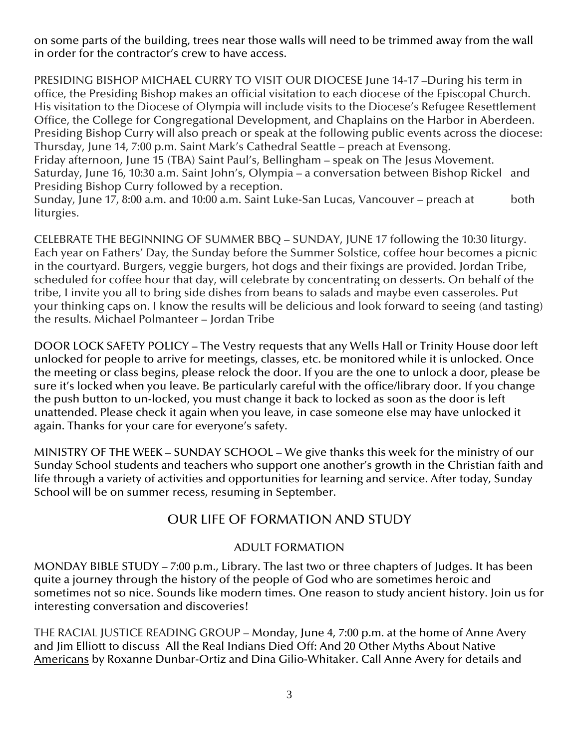on some parts of the building, trees near those walls will need to be trimmed away from the wall in order for the contractor's crew to have access.

PRESIDING BISHOP MICHAEL CURRY TO VISIT OUR DIOCESE June 14-17 –During his term in office, the Presiding Bishop makes an official visitation to each diocese of the Episcopal Church. His visitation to the Diocese of Olympia will include visits to the Diocese's Refugee Resettlement Office, the College for Congregational Development, and Chaplains on the Harbor in Aberdeen. Presiding Bishop Curry will also preach or speak at the following public events across the diocese:
Thursday, June 14, 7:00 p.m. Saint Mark's Cathedral Seattle – preach at Evensong.
Friday afternoon, June 15 (TBA) Saint Paul's, Bellingham – speak on The Jesus Movement.
Saturday, June 16, 10:30 a.m. Saint John's, Olympia – a conversation between Bishop Rickel and Presiding Bishop Curry followed by a reception.
Sunday, June 17, 8:00 a.m. and 10:00 a.m. Saint Luke-San Lucas, Vancouver – preach at both liturgies.

CELEBRATE THE BEGINNING OF SUMMER BBQ – SUNDAY, JUNE 17 following the 10:30 liturgy. Each year on Fathers' Day, the Sunday before the Summer Solstice, coffee hour becomes a picnic in the courtyard. Burgers, veggie burgers, hot dogs and their fixings are provided. Jordan Tribe, scheduled for coffee hour that day, will celebrate by concentrating on desserts. On behalf of the tribe, I invite you all to bring side dishes from beans to salads and maybe even casseroles. Put your thinking caps on. I know the results will be delicious and look forward to seeing (and tasting) the results. Michael Polmanteer – Jordan Tribe

DOOR LOCK SAFETY POLICY – The Vestry requests that any Wells Hall or Trinity House door left unlocked for people to arrive for meetings, classes, etc. be monitored while it is unlocked. Once the meeting or class begins, please relock the door. If you are the one to unlock a door, please be sure it's locked when you leave. Be particularly careful with the office/library door. If you change the push button to un-locked, you must change it back to locked as soon as the door is left unattended. Please check it again when you leave, in case someone else may have unlocked it again. Thanks for your care for everyone's safety.

MINISTRY OF THE WEEK – SUNDAY SCHOOL – We give thanks this week for the ministry of our Sunday School students and teachers who support one another's growth in the Christian faith and life through a variety of activities and opportunities for learning and service. After today, Sunday School will be on summer recess, resuming in September.

## OUR LIFE OF FORMATION AND STUDY

### ADULT FORMATION

MONDAY BIBLE STUDY – 7:00 p.m., Library. The last two or three chapters of Judges. It has been quite a journey through the history of the people of God who are sometimes heroic and sometimes not so nice. Sounds like modern times. One reason to study ancient history. Join us for interesting conversation and discoveries!

THE RACIAL JUSTICE READING GROUP – Monday, June 4, 7:00 p.m. at the home of Anne Avery and Jim Elliott to discuss All the Real Indians Died Off: And 20 Other Myths About Native Americans by Roxanne Dunbar-Ortiz and Dina Gilio-Whitaker. Call Anne Avery for details and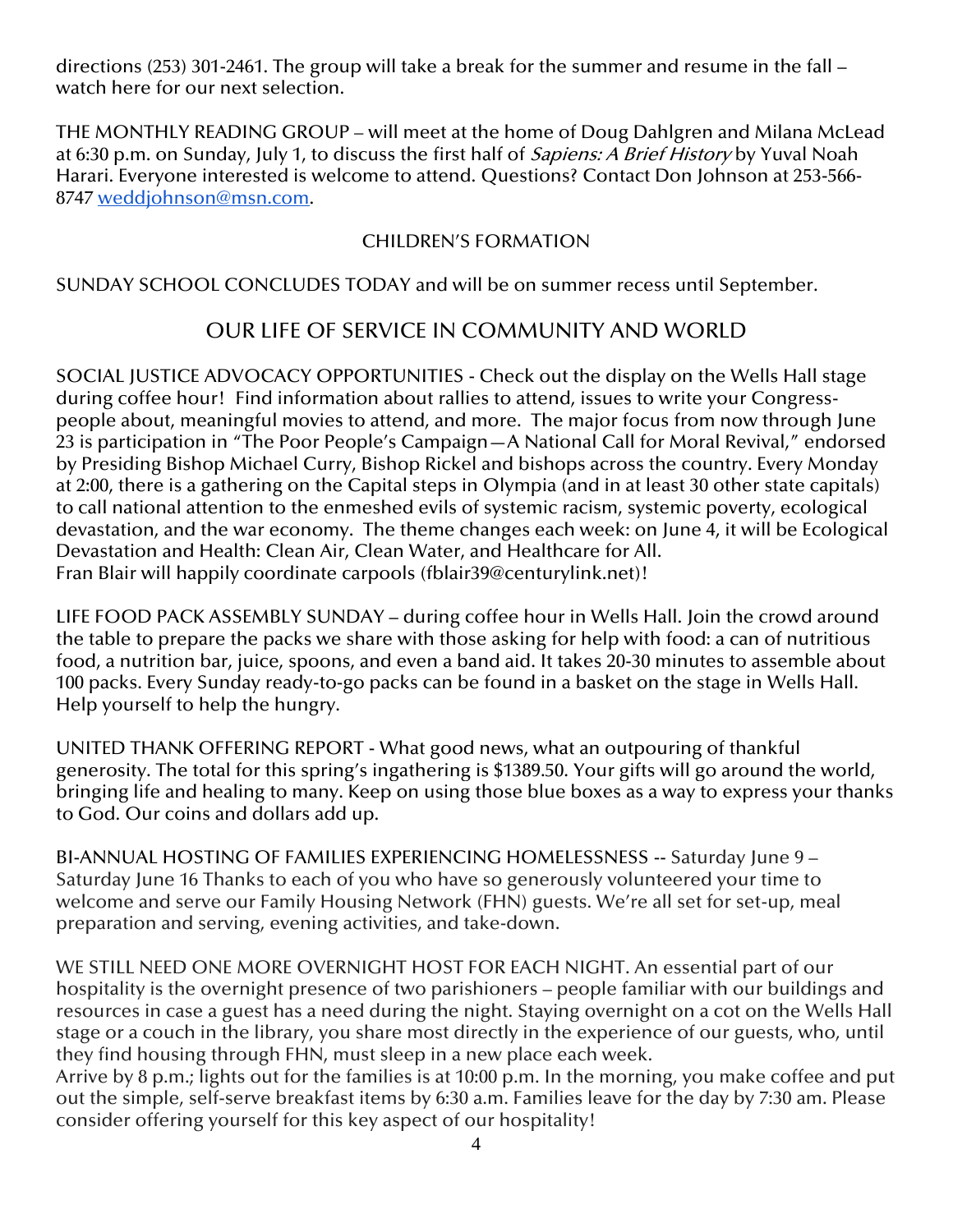directions (253) 301-2461. The group will take a break for the summer and resume in the fall – watch here for our next selection.

THE MONTHLY READING GROUP – will meet at the home of Doug Dahlgren and Milana McLead at 6:30 p.m. on Sunday, July 1, to discuss the first half of *Sapiens: A Brief History* by Yuval Noah Harari. Everyone interested is welcome to attend. Questions? Contact Don Johnson at 253-566-8747 [weddjohnson@msn.com](mailto:weddjohnson@msn.com).

### CHILDREN'S FORMATION

SUNDAY SCHOOL CONCLUDES TODAY and will be on summer recess until September.

## OUR LIFE OF SERVICE IN COMMUNITY AND WORLD

SOCIAL JUSTICE ADVOCACY OPPORTUNITIES - Check out the display on the Wells Hall stage during coffee hour! Find information about rallies to attend, issues to write your Congress-people about, meaningful movies to attend, and more. The major focus from now through June 23 is participation in "The Poor People's Campaign—A National Call for Moral Revival," endorsed by Presiding Bishop Michael Curry, Bishop Rickel and bishops across the country. Every Monday at 2:00, there is a gathering on the Capital steps in Olympia (and in at least 30 other state capitals) to call national attention to the enmeshed evils of systemic racism, systemic poverty, ecological devastation, and the war economy. The theme changes each week: on June 4, it will be Ecological Devastation and Health: Clean Air, Clean Water, and Healthcare for All.
Fran Blair will happily coordinate carpools (fblair39@centurylink.net)!

LIFE FOOD PACK ASSEMBLY SUNDAY – during coffee hour in Wells Hall. Join the crowd around the table to prepare the packs we share with those asking for help with food: a can of nutritious food, a nutrition bar, juice, spoons, and even a band aid. It takes 20-30 minutes to assemble about 100 packs. Every Sunday ready-to-go packs can be found in a basket on the stage in Wells Hall. Help yourself to help the hungry.

UNITED THANK OFFERING REPORT - What good news, what an outpouring of thankful generosity. The total for this spring's ingathering is $1389.50. Your gifts will go around the world, bringing life and healing to many. Keep on using those blue boxes as a way to express your thanks to God. Our coins and dollars add up.

BI-ANNUAL HOSTING OF FAMILIES EXPERIENCING HOMELESSNESS -- Saturday June 9 – Saturday June 16 Thanks to each of you who have so generously volunteered your time to welcome and serve our Family Housing Network (FHN) guests. We're all set for set-up, meal preparation and serving, evening activities, and take-down.

WE STILL NEED ONE MORE OVERNIGHT HOST FOR EACH NIGHT. An essential part of our hospitality is the overnight presence of two parishioners – people familiar with our buildings and resources in case a guest has a need during the night. Staying overnight on a cot on the Wells Hall stage or a couch in the library, you share most directly in the experience of our guests, who, until they find housing through FHN, must sleep in a new place each week.
Arrive by 8 p.m.; lights out for the families is at 10:00 p.m. In the morning, you make coffee and put out the simple, self-serve breakfast items by 6:30 a.m. Families leave for the day by 7:30 am. Please consider offering yourself for this key aspect of our hospitality!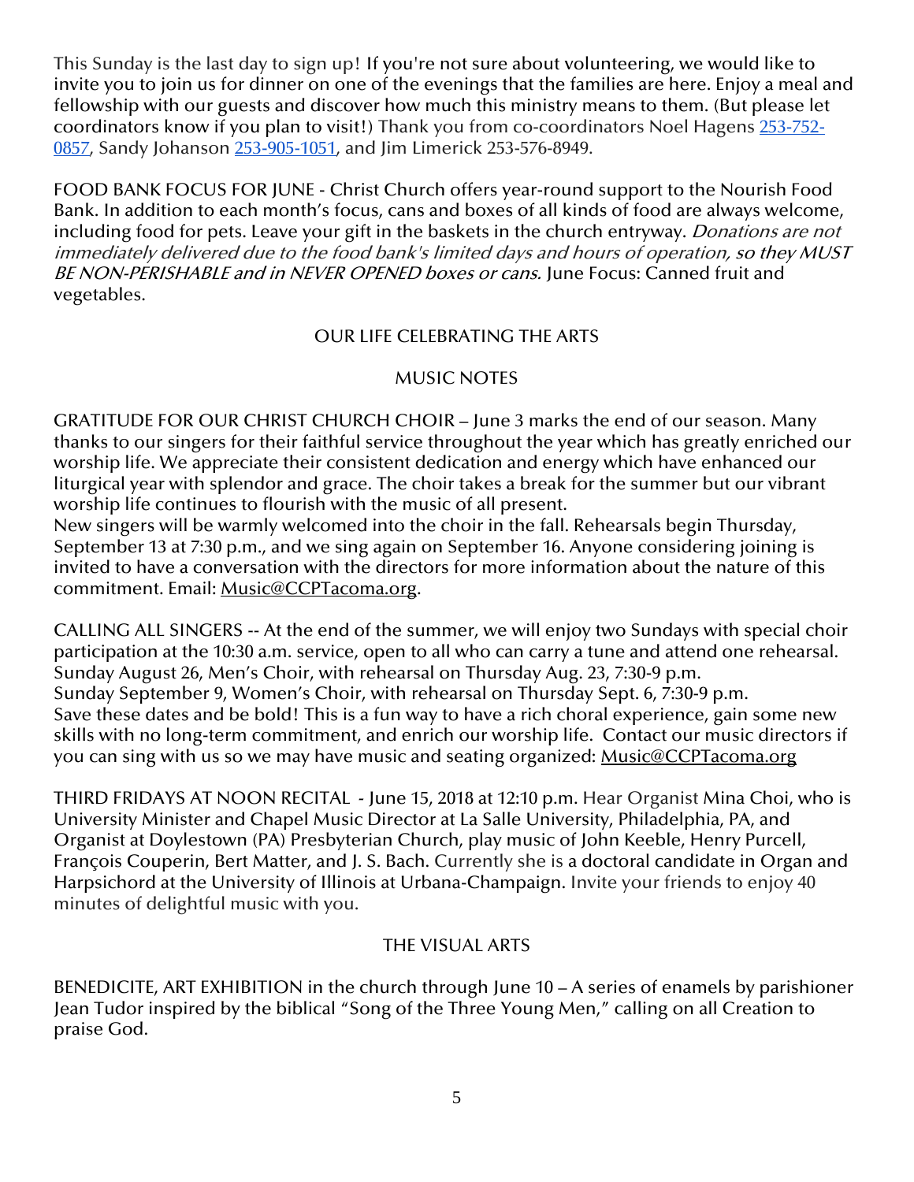This Sunday is the last day to sign up! If you're not sure about volunteering, we would like to invite you to join us for dinner on one of the evenings that the families are here. Enjoy a meal and fellowship with our guests and discover how much this ministry means to them. (But please let coordinators know if you plan to visit!) Thank you from co-coordinators Noel Hagens 253-752-0857, Sandy Johanson 253-905-1051, and Jim Limerick 253-576-8949.

FOOD BANK FOCUS FOR JUNE - Christ Church offers year-round support to the Nourish Food Bank. In addition to each month's focus, cans and boxes of all kinds of food are always welcome, including food for pets. Leave your gift in the baskets in the church entryway. *Donations are not immediately delivered due to the food bank's limited days and hours of operation, so they MUST BE NON-PERISHABLE and in NEVER OPENED boxes or cans.* June Focus: Canned fruit and vegetables.

## OUR LIFE CELEBRATING THE ARTS

### MUSIC NOTES

GRATITUDE FOR OUR CHRIST CHURCH CHOIR – June 3 marks the end of our season. Many thanks to our singers for their faithful service throughout the year which has greatly enriched our worship life. We appreciate their consistent dedication and energy which have enhanced our liturgical year with splendor and grace. The choir takes a break for the summer but our vibrant worship life continues to flourish with the music of all present.
New singers will be warmly welcomed into the choir in the fall. Rehearsals begin Thursday, September 13 at 7:30 p.m., and we sing again on September 16. Anyone considering joining is invited to have a conversation with the directors for more information about the nature of this commitment. Email: Music@CCPTacoma.org.

CALLING ALL SINGERS -- At the end of the summer, we will enjoy two Sundays with special choir participation at the 10:30 a.m. service, open to all who can carry a tune and attend one rehearsal.
Sunday August 26, Men's Choir, with rehearsal on Thursday Aug. 23, 7:30-9 p.m.
Sunday September 9, Women's Choir, with rehearsal on Thursday Sept. 6, 7:30-9 p.m.
Save these dates and be bold! This is a fun way to have a rich choral experience, gain some new skills with no long-term commitment, and enrich our worship life. Contact our music directors if you can sing with us so we may have music and seating organized: Music@CCPTacoma.org

THIRD FRIDAYS AT NOON RECITAL - June 15, 2018 at 12:10 p.m. Hear Organist Mina Choi, who is University Minister and Chapel Music Director at La Salle University, Philadelphia, PA, and Organist at Doylestown (PA) Presbyterian Church, play music of John Keeble, Henry Purcell, François Couperin, Bert Matter, and J. S. Bach. Currently she is a doctoral candidate in Organ and Harpsichord at the University of Illinois at Urbana-Champaign. Invite your friends to enjoy 40 minutes of delightful music with you.

### THE VISUAL ARTS

BENEDICITE, ART EXHIBITION in the church through June 10 – A series of enamels by parishioner Jean Tudor inspired by the biblical "Song of the Three Young Men," calling on all Creation to praise God.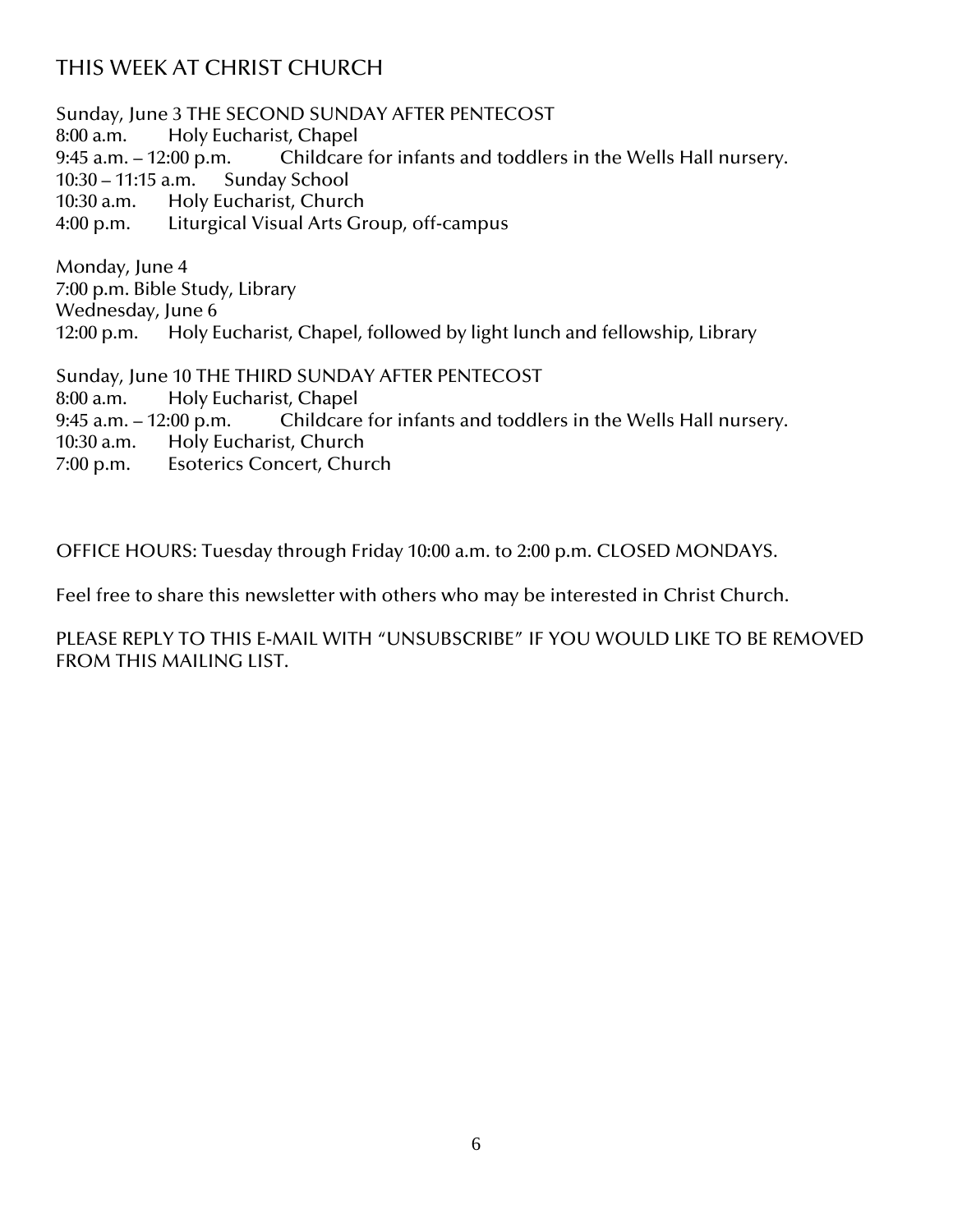## THIS WEEK AT CHRIST CHURCH

Sunday, June 3 THE SECOND SUNDAY AFTER PENTECOST
8:00 a.m. Holy Eucharist, Chapel
9:45 a.m. – 12:00 p.m. Childcare for infants and toddlers in the Wells Hall nursery.
10:30 – 11:15 a.m. Sunday School
10:30 a.m. Holy Eucharist, Church
4:00 p.m. Liturgical Visual Arts Group, off-campus

Monday, June 4
7:00 p.m. Bible Study, Library
Wednesday, June 6
12:00 p.m. Holy Eucharist, Chapel, followed by light lunch and fellowship, Library

Sunday, June 10 THE THIRD SUNDAY AFTER PENTECOST
8:00 a.m. Holy Eucharist, Chapel
9:45 a.m. – 12:00 p.m. Childcare for infants and toddlers in the Wells Hall nursery.
10:30 a.m. Holy Eucharist, Church
7:00 p.m. Esoterics Concert, Church

OFFICE HOURS: Tuesday through Friday 10:00 a.m. to 2:00 p.m. CLOSED MONDAYS.

Feel free to share this newsletter with others who may be interested in Christ Church.

PLEASE REPLY TO THIS E-MAIL WITH "UNSUBSCRIBE" IF YOU WOULD LIKE TO BE REMOVED FROM THIS MAILING LIST.